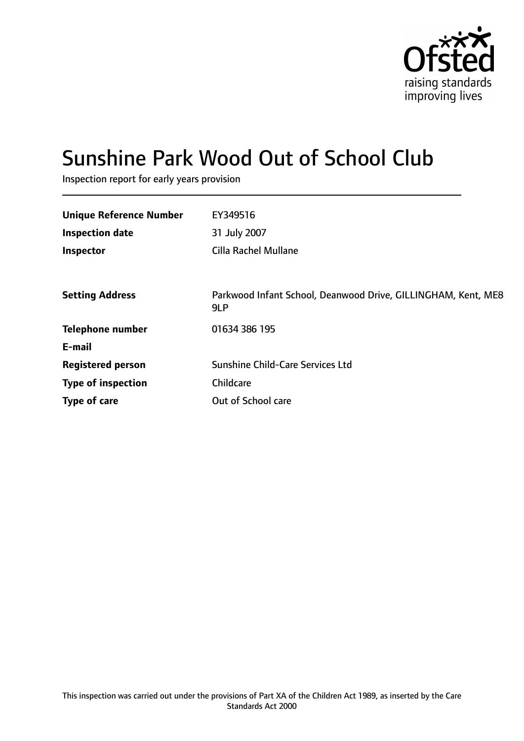Ofsted
raising standards
improving lives

# Sunshine Park Wood Out of School Club

Inspection report for early years provision

| | |
|---|---|
| **Unique Reference Number** | EY349516 |
| **Inspection date** | 31 July 2007 |
| **Inspector** | Cilla Rachel Mullane |
| | |
| **Setting Address** | Parkwood Infant School, Deanwood Drive, GILLINGHAM, Kent, ME8 9LP |
| **Telephone number** | 01634 386 195 |
| **E-mail** | |
| **Registered person** | Sunshine Child-Care Services Ltd |
| **Type of inspection** | Childcare |
| **Type of care** | Out of School care |

This inspection was carried out under the provisions of Part XA of the Children Act 1989, as inserted by the Care Standards Act 2000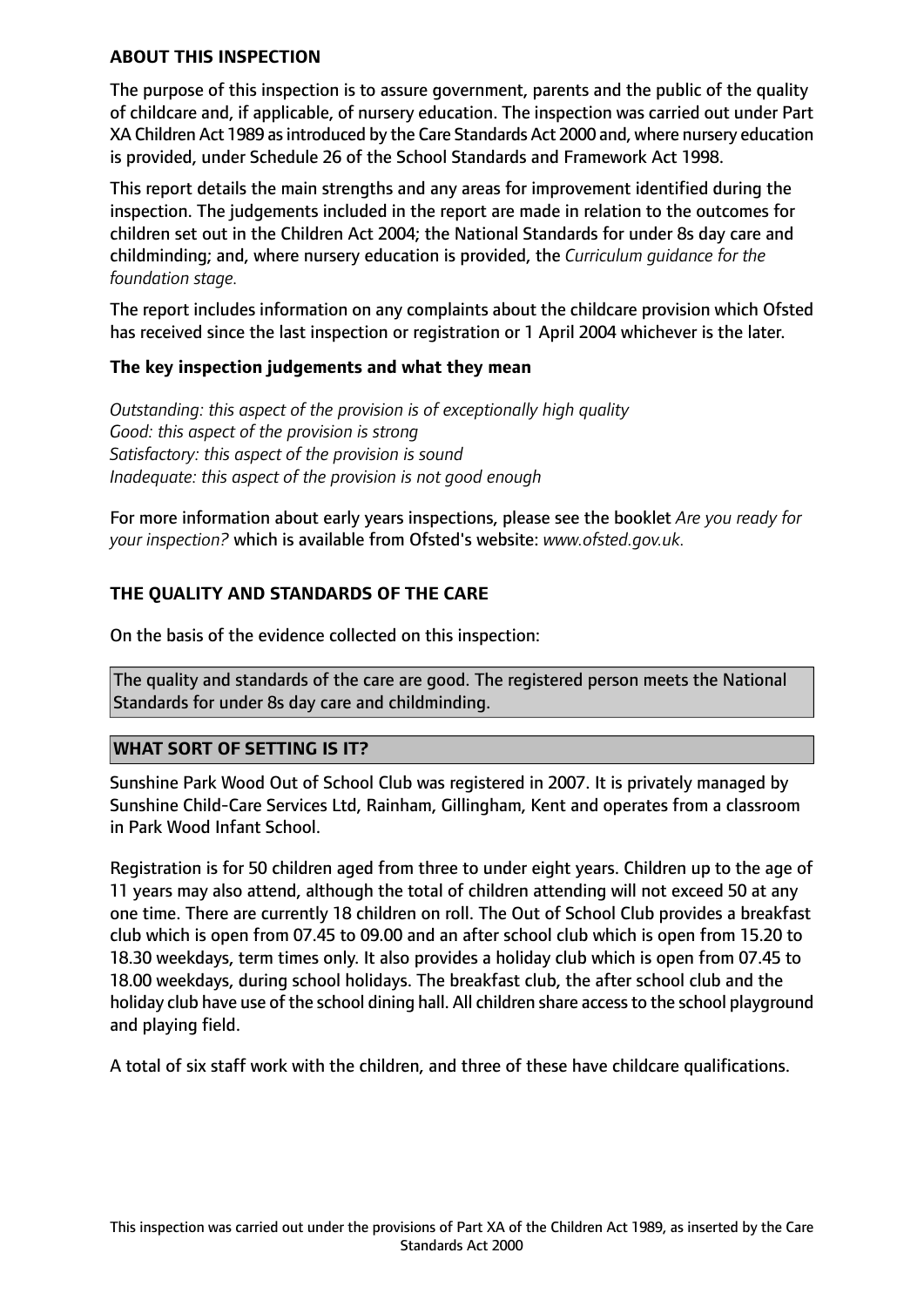**ABOUT THIS INSPECTION**

The purpose of this inspection is to assure government, parents and the public of the quality of childcare and, if applicable, of nursery education. The inspection was carried out under Part XA Children Act 1989 as introduced by the Care Standards Act 2000 and, where nursery education is provided, under Schedule 26 of the School Standards and Framework Act 1998.

This report details the main strengths and any areas for improvement identified during the inspection. The judgements included in the report are made in relation to the outcomes for children set out in the Children Act 2004; the National Standards for under 8s day care and childminding; and, where nursery education is provided, the *Curriculum guidance for the foundation stage.*

The report includes information on any complaints about the childcare provision which Ofsted has received since the last inspection or registration or 1 April 2004 whichever is the later.

**The key inspection judgements and what they mean**

*Outstanding: this aspect of the provision is of exceptionally high quality*
*Good: this aspect of the provision is strong*
*Satisfactory: this aspect of the provision is sound*
*Inadequate: this aspect of the provision is not good enough*

For more information about early years inspections, please see the booklet *Are you ready for your inspection?* which is available from Ofsted's website: *www.ofsted.gov.uk.*

**THE QUALITY AND STANDARDS OF THE CARE**

On the basis of the evidence collected on this inspection:

The quality and standards of the care are good. The registered person meets the National Standards for under 8s day care and childminding.

**WHAT SORT OF SETTING IS IT?**

Sunshine Park Wood Out of School Club was registered in 2007. It is privately managed by Sunshine Child-Care Services Ltd, Rainham, Gillingham, Kent and operates from a classroom in Park Wood Infant School.

Registration is for 50 children aged from three to under eight years. Children up to the age of 11 years may also attend, although the total of children attending will not exceed 50 at any one time. There are currently 18 children on roll. The Out of School Club provides a breakfast club which is open from 07.45 to 09.00 and an after school club which is open from 15.20 to 18.30 weekdays, term times only. It also provides a holiday club which is open from 07.45 to 18.00 weekdays, during school holidays. The breakfast club, the after school club and the holiday club have use of the school dining hall. All children share access to the school playground and playing field.

A total of six staff work with the children, and three of these have childcare qualifications.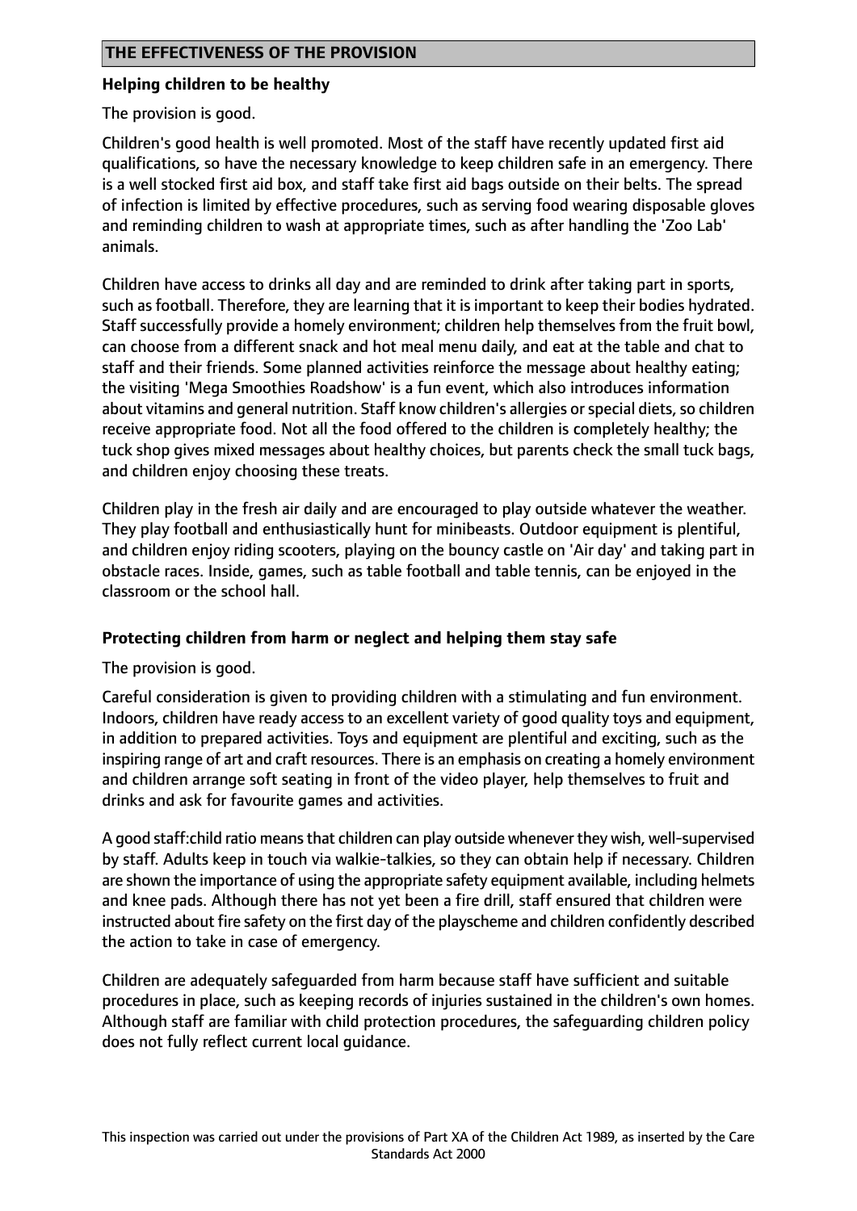## THE EFFECTIVENESS OF THE PROVISION

### Helping children to be healthy

The provision is good.

Children's good health is well promoted. Most of the staff have recently updated first aid qualifications, so have the necessary knowledge to keep children safe in an emergency. There is a well stocked first aid box, and staff take first aid bags outside on their belts. The spread of infection is limited by effective procedures, such as serving food wearing disposable gloves and reminding children to wash at appropriate times, such as after handling the 'Zoo Lab' animals.

Children have access to drinks all day and are reminded to drink after taking part in sports, such as football. Therefore, they are learning that it is important to keep their bodies hydrated. Staff successfully provide a homely environment; children help themselves from the fruit bowl, can choose from a different snack and hot meal menu daily, and eat at the table and chat to staff and their friends. Some planned activities reinforce the message about healthy eating; the visiting 'Mega Smoothies Roadshow' is a fun event, which also introduces information about vitamins and general nutrition. Staff know children's allergies or special diets, so children receive appropriate food. Not all the food offered to the children is completely healthy; the tuck shop gives mixed messages about healthy choices, but parents check the small tuck bags, and children enjoy choosing these treats.

Children play in the fresh air daily and are encouraged to play outside whatever the weather. They play football and enthusiastically hunt for minibeasts. Outdoor equipment is plentiful, and children enjoy riding scooters, playing on the bouncy castle on 'Air day' and taking part in obstacle races. Inside, games, such as table football and table tennis, can be enjoyed in the classroom or the school hall.

### Protecting children from harm or neglect and helping them stay safe

The provision is good.

Careful consideration is given to providing children with a stimulating and fun environment. Indoors, children have ready access to an excellent variety of good quality toys and equipment, in addition to prepared activities. Toys and equipment are plentiful and exciting, such as the inspiring range of art and craft resources. There is an emphasis on creating a homely environment and children arrange soft seating in front of the video player, help themselves to fruit and drinks and ask for favourite games and activities.

A good staff:child ratio means that children can play outside whenever they wish, well-supervised by staff. Adults keep in touch via walkie-talkies, so they can obtain help if necessary. Children are shown the importance of using the appropriate safety equipment available, including helmets and knee pads. Although there has not yet been a fire drill, staff ensured that children were instructed about fire safety on the first day of the playscheme and children confidently described the action to take in case of emergency.

Children are adequately safeguarded from harm because staff have sufficient and suitable procedures in place, such as keeping records of injuries sustained in the children's own homes. Although staff are familiar with child protection procedures, the safeguarding children policy does not fully reflect current local guidance.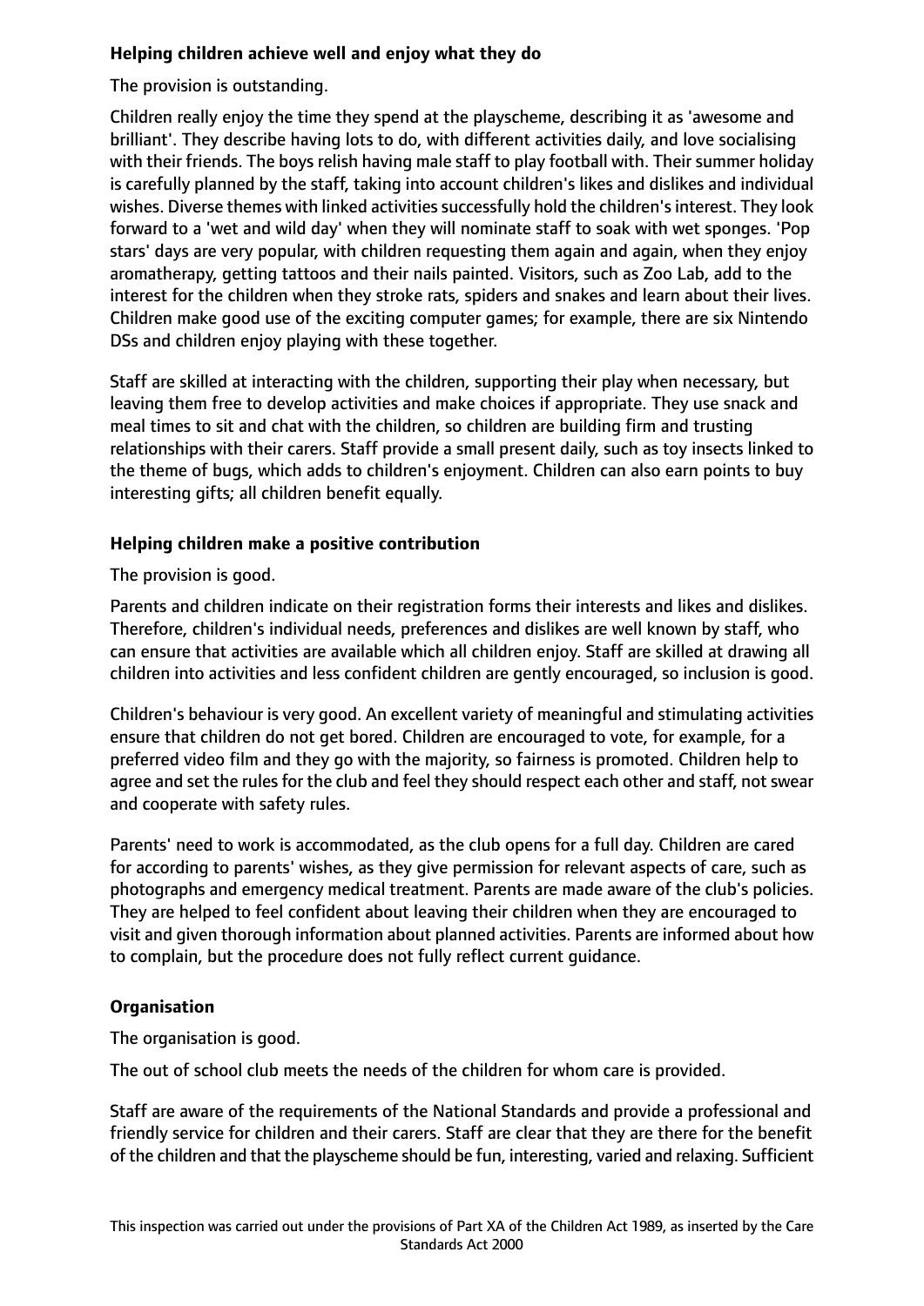**Helping children achieve well and enjoy what they do**

The provision is outstanding.

Children really enjoy the time they spend at the playscheme, describing it as 'awesome and brilliant'. They describe having lots to do, with different activities daily, and love socialising with their friends. The boys relish having male staff to play football with. Their summer holiday is carefully planned by the staff, taking into account children's likes and dislikes and individual wishes. Diverse themes with linked activities successfully hold the children's interest. They look forward to a 'wet and wild day' when they will nominate staff to soak with wet sponges. 'Pop stars' days are very popular, with children requesting them again and again, when they enjoy aromatherapy, getting tattoos and their nails painted. Visitors, such as Zoo Lab, add to the interest for the children when they stroke rats, spiders and snakes and learn about their lives. Children make good use of the exciting computer games; for example, there are six Nintendo DSs and children enjoy playing with these together.

Staff are skilled at interacting with the children, supporting their play when necessary, but leaving them free to develop activities and make choices if appropriate. They use snack and meal times to sit and chat with the children, so children are building firm and trusting relationships with their carers. Staff provide a small present daily, such as toy insects linked to the theme of bugs, which adds to children's enjoyment. Children can also earn points to buy interesting gifts; all children benefit equally.

**Helping children make a positive contribution**

The provision is good.

Parents and children indicate on their registration forms their interests and likes and dislikes. Therefore, children's individual needs, preferences and dislikes are well known by staff, who can ensure that activities are available which all children enjoy. Staff are skilled at drawing all children into activities and less confident children are gently encouraged, so inclusion is good.

Children's behaviour is very good. An excellent variety of meaningful and stimulating activities ensure that children do not get bored. Children are encouraged to vote, for example, for a preferred video film and they go with the majority, so fairness is promoted. Children help to agree and set the rules for the club and feel they should respect each other and staff, not swear and cooperate with safety rules.

Parents' need to work is accommodated, as the club opens for a full day. Children are cared for according to parents' wishes, as they give permission for relevant aspects of care, such as photographs and emergency medical treatment. Parents are made aware of the club's policies. They are helped to feel confident about leaving their children when they are encouraged to visit and given thorough information about planned activities. Parents are informed about how to complain, but the procedure does not fully reflect current guidance.

**Organisation**

The organisation is good.

The out of school club meets the needs of the children for whom care is provided.

Staff are aware of the requirements of the National Standards and provide a professional and friendly service for children and their carers. Staff are clear that they are there for the benefit of the children and that the playscheme should be fun, interesting, varied and relaxing. Sufficient

This inspection was carried out under the provisions of Part XA of the Children Act 1989, as inserted by the Care Standards Act 2000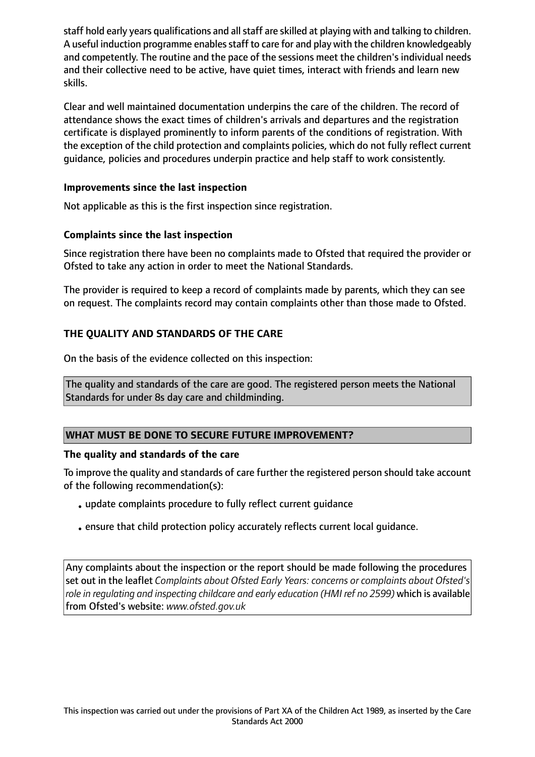staff hold early years qualifications and all staff are skilled at playing with and talking to children. A useful induction programme enables staff to care for and play with the children knowledgeably and competently. The routine and the pace of the sessions meet the children's individual needs and their collective need to be active, have quiet times, interact with friends and learn new skills.

Clear and well maintained documentation underpins the care of the children. The record of attendance shows the exact times of children's arrivals and departures and the registration certificate is displayed prominently to inform parents of the conditions of registration. With the exception of the child protection and complaints policies, which do not fully reflect current guidance, policies and procedures underpin practice and help staff to work consistently.

**Improvements since the last inspection**

Not applicable as this is the first inspection since registration.

**Complaints since the last inspection**

Since registration there have been no complaints made to Ofsted that required the provider or Ofsted to take any action in order to meet the National Standards.

The provider is required to keep a record of complaints made by parents, which they can see on request. The complaints record may contain complaints other than those made to Ofsted.

## THE QUALITY AND STANDARDS OF THE CARE

On the basis of the evidence collected on this inspection:

The quality and standards of the care are good. The registered person meets the National Standards for under 8s day care and childminding.

## WHAT MUST BE DONE TO SECURE FUTURE IMPROVEMENT?

**The quality and standards of the care**

To improve the quality and standards of care further the registered person should take account of the following recommendation(s):

- update complaints procedure to fully reflect current guidance
- ensure that child protection policy accurately reflects current local guidance.

Any complaints about the inspection or the report should be made following the procedures set out in the leaflet *Complaints about Ofsted Early Years: concerns or complaints about Ofsted's role in regulating and inspecting childcare and early education (HMI ref no 2599)* which is available from Ofsted's website: *www.ofsted.gov.uk*

This inspection was carried out under the provisions of Part XA of the Children Act 1989, as inserted by the Care Standards Act 2000